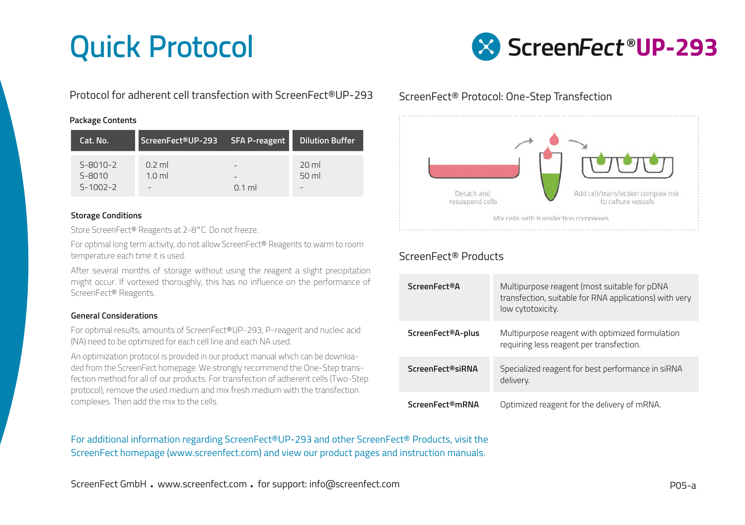# Quick Protocol

**ScreenFect®UP-293**

## Protocol for adherent cell transfection with ScreenFect®UP-293

### Package Contents

| Cat. No. | ScreenFect®UP-293 | SFA P-reagent | Dilution Buffer |
|---|---|---|---|
| S-8010-2 | 0.2 ml | – | 20 ml |
| S-8010 | 1.0 ml | – | 50 ml |
| S-1002-2 | – | 0.1 ml | – |

### Storage Conditions

Store ScreenFect® Reagents at 2-8°C. Do not freeze.

For optimal long term activity, do not allow ScreenFect® Reagents to warm to room temperature each time it is used.

After several months of storage without using the reagent a slight precipitation might occur. If vortexed thoroughly, this has no influence on the performance of ScreenFect® Reagents.

### General Considerations

For optimal results, amounts of ScreenFect®UP-293, P-reagent and nucleic acid (NA) need to be optimized for each cell line and each NA used.

An optimization protocol is provided in our product manual which can be downloaded from the ScreenFect homepage. We strongly recommend the One-Step transfection method for all of our products. For transfection of adherent cells (Two-Step protocol), remove the used medium and mix fresh medium with the transfection complexes. Then add the mix to the cells.

## ScreenFect® Protocol: One-Step Transfection

Detach and resuspend cells

Mix cells with transfection complexes

Add cell/transfection complex mix to culture vessels

## ScreenFect® Products

| | |
|---|---|
| **ScreenFect®A** | Multipurpose reagent (most suitable for pDNA transfection, suitable for RNA applications) with very low cytotoxicity. |
| **ScreenFect®A-plus** | Multipurpose reagent with optimized formulation requiring less reagent per transfection. |
| **ScreenFect®siRNA** | Specialized reagent for best performance in siRNA delivery. |
| **ScreenFect®mRNA** | Optimized reagent for the delivery of mRNA. |

For additional information regarding ScreenFect®UP-293 and other ScreenFect® Products, visit the ScreenFect homepage (www.screenfect.com) and view our product pages and instruction manuals.

ScreenFect GmbH . www.screenfect.com . for support: info@screenfect.com

P05-a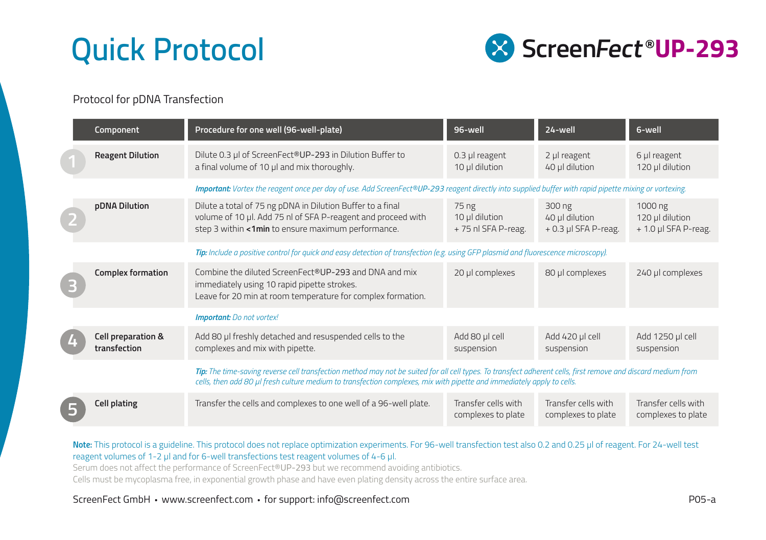# Quick Protocol

ScreenFect®UP-293

Protocol for pDNA Transfection

| | Component | Procedure for one well (96-well-plate) | 96-well | 24-well | 6-well |
|---|---|---|---|---|---|
| 1 | **Reagent Dilution** | Dilute 0.3 µl of ScreenFect®UP-293 in Dilution Buffer to a final volume of 10 µl and mix thoroughly. | 0.3 µl reagent<br>10 µl dilution | 2 µl reagent<br>40 µl dilution | 6 µl reagent<br>120 µl dilution |
| | | ***Important:*** *Vortex the reagent once per day of use. Add ScreenFect®UP-293 reagent directly into supplied buffer with rapid pipette mixing or vortexing.* | | | |
| 2 | **pDNA Dilution** | Dilute a total of 75 ng pDNA in Dilution Buffer to a final volume of 10 µl. Add 75 nl of SFA P-reagent and proceed with step 3 within **<1min** to ensure maximum performance. | 75 ng<br>10 µl dilution<br>+ 75 nl SFA P-reag. | 300 ng<br>40 µl dilution<br>+ 0.3 µl SFA P-reag. | 1000 ng<br>120 µl dilution<br>+ 1.0 µl SFA P-reag. |
| | | ***Tip:*** *Include a positive control for quick and easy detection of transfection (e.g. using GFP plasmid and fluorescence microscopy).* | | | |
| 3 | **Complex formation** | Combine the diluted ScreenFect®UP-293 and DNA and mix immediately using 10 rapid pipette strokes.<br>Leave for 20 min at room temperature for complex formation. | 20 µl complexes | 80 µl complexes | 240 µl complexes |
| | | ***Important:*** *Do not vortex!* | | | |
| 4 | **Cell preparation & transfection** | Add 80 µl freshly detached and resuspended cells to the complexes and mix with pipette. | Add 80 µl cell suspension | Add 420 µl cell suspension | Add 1250 µl cell suspension |
| | | ***Tip:*** *The time-saving reverse cell transfection method may not be suited for all cell types. To transfect adherent cells, first remove and discard medium from cells, then add 80 µl fresh culture medium to transfection complexes, mix with pipette and immediately apply to cells.* | | | |
| 5 | **Cell plating** | Transfer the cells and complexes to one well of a 96-well plate. | Transfer cells with complexes to plate | Transfer cells with complexes to plate | Transfer cells with complexes to plate |

**Note:** This protocol is a guideline. This protocol does not replace optimization experiments. For 96-well transfection test also 0.2 and 0.25 µl of reagent. For 24-well test reagent volumes of 1-2 µl and for 6-well transfections test reagent volumes of 4-6 µl.

Serum does not affect the performance of ScreenFect®UP-293 but we recommend avoiding antibiotics.

Cells must be mycoplasma free, in exponential growth phase and have even plating density across the entire surface area.

ScreenFect GmbH • www.screenfect.com • for support: info@screenfect.com

P05-a